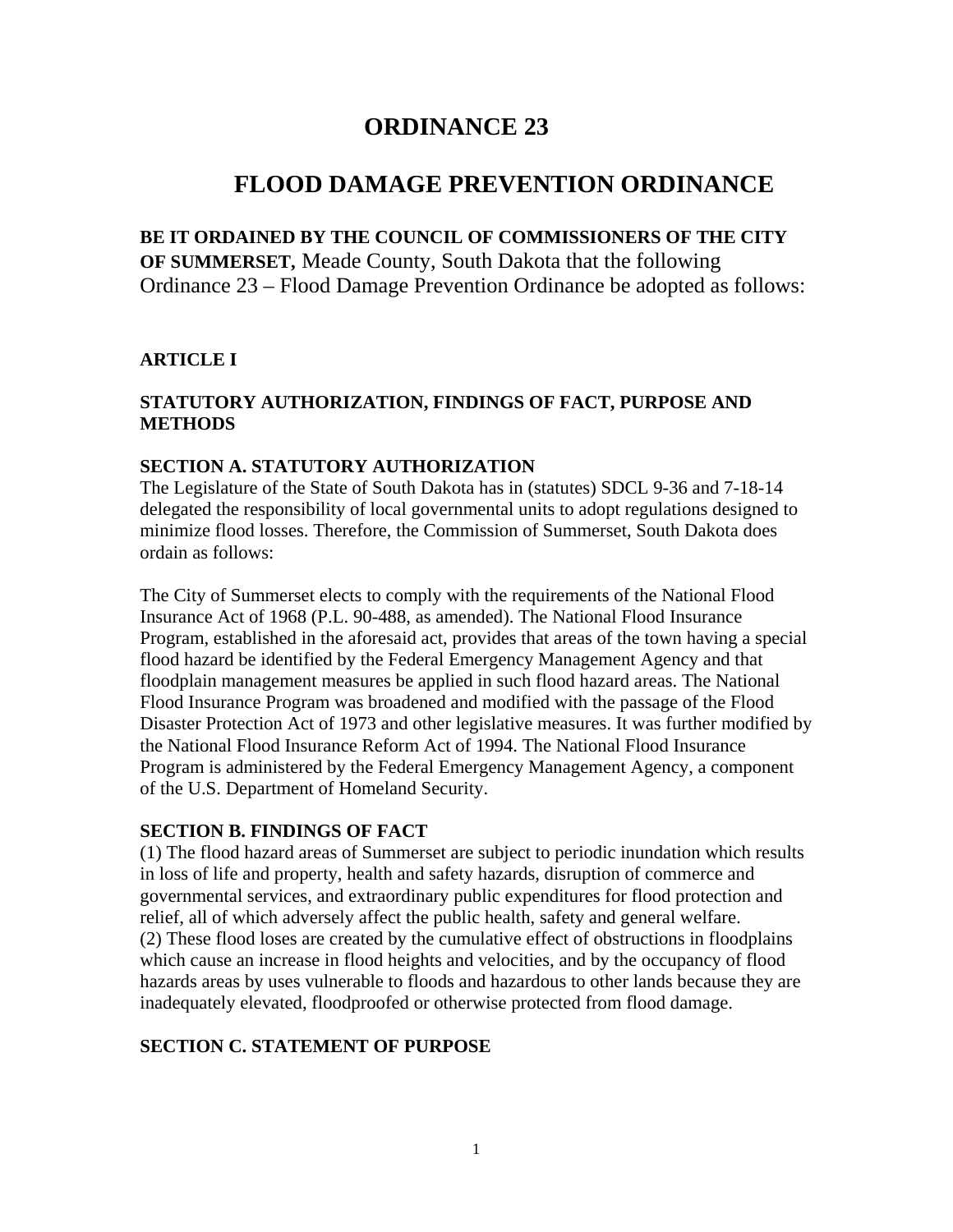# ORDINANCE 23

# FLOOD DAMAGE PREVENTION ORDINANCE

**BE IT ORDAINED BY THE COUNCIL OF COMMISSIONERS OF THE CITY OF SUMMERSET,** Meade County, South Dakota that the following Ordinance 23 – Flood Damage Prevention Ordinance be adopted as follows:

## ARTICLE I

### STATUTORY AUTHORIZATION, FINDINGS OF FACT, PURPOSE AND METHODS

#### SECTION A. STATUTORY AUTHORIZATION

The Legislature of the State of South Dakota has in (statutes) SDCL 9-36 and 7-18-14 delegated the responsibility of local governmental units to adopt regulations designed to minimize flood losses. Therefore, the Commission of Summerset, South Dakota does ordain as follows:

The City of Summerset elects to comply with the requirements of the National Flood Insurance Act of 1968 (P.L. 90-488, as amended). The National Flood Insurance Program, established in the aforesaid act, provides that areas of the town having a special flood hazard be identified by the Federal Emergency Management Agency and that floodplain management measures be applied in such flood hazard areas. The National Flood Insurance Program was broadened and modified with the passage of the Flood Disaster Protection Act of 1973 and other legislative measures. It was further modified by the National Flood Insurance Reform Act of 1994. The National Flood Insurance Program is administered by the Federal Emergency Management Agency, a component of the U.S. Department of Homeland Security.

#### SECTION B. FINDINGS OF FACT

(1) The flood hazard areas of Summerset are subject to periodic inundation which results in loss of life and property, health and safety hazards, disruption of commerce and governmental services, and extraordinary public expenditures for flood protection and relief, all of which adversely affect the public health, safety and general welfare.
(2) These flood loses are created by the cumulative effect of obstructions in floodplains which cause an increase in flood heights and velocities, and by the occupancy of flood hazards areas by uses vulnerable to floods and hazardous to other lands because they are inadequately elevated, floodproofed or otherwise protected from flood damage.

#### SECTION C. STATEMENT OF PURPOSE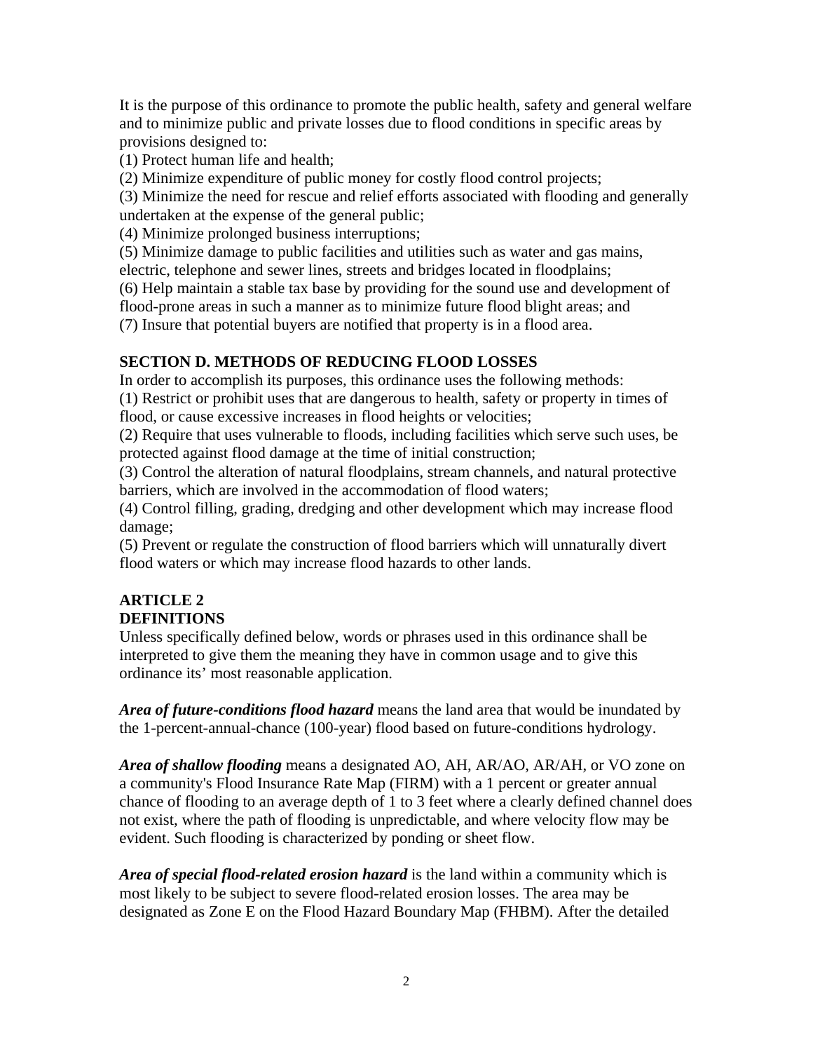It is the purpose of this ordinance to promote the public health, safety and general welfare and to minimize public and private losses due to flood conditions in specific areas by provisions designed to:

(1) Protect human life and health;
(2) Minimize expenditure of public money for costly flood control projects;
(3) Minimize the need for rescue and relief efforts associated with flooding and generally undertaken at the expense of the general public;
(4) Minimize prolonged business interruptions;
(5) Minimize damage to public facilities and utilities such as water and gas mains, electric, telephone and sewer lines, streets and bridges located in floodplains;
(6) Help maintain a stable tax base by providing for the sound use and development of flood-prone areas in such a manner as to minimize future flood blight areas; and
(7) Insure that potential buyers are notified that property is in a flood area.

### SECTION D. METHODS OF REDUCING FLOOD LOSSES

In order to accomplish its purposes, this ordinance uses the following methods:

(1) Restrict or prohibit uses that are dangerous to health, safety or property in times of flood, or cause excessive increases in flood heights or velocities;
(2) Require that uses vulnerable to floods, including facilities which serve such uses, be protected against flood damage at the time of initial construction;
(3) Control the alteration of natural floodplains, stream channels, and natural protective barriers, which are involved in the accommodation of flood waters;
(4) Control filling, grading, dredging and other development which may increase flood damage;
(5) Prevent or regulate the construction of flood barriers which will unnaturally divert flood waters or which may increase flood hazards to other lands.

## ARTICLE 2
## DEFINITIONS

Unless specifically defined below, words or phrases used in this ordinance shall be interpreted to give them the meaning they have in common usage and to give this ordinance its' most reasonable application.

***Area of future-conditions flood hazard*** means the land area that would be inundated by the 1-percent-annual-chance (100-year) flood based on future-conditions hydrology.

***Area of shallow flooding*** means a designated AO, AH, AR/AO, AR/AH, or VO zone on a community's Flood Insurance Rate Map (FIRM) with a 1 percent or greater annual chance of flooding to an average depth of 1 to 3 feet where a clearly defined channel does not exist, where the path of flooding is unpredictable, and where velocity flow may be evident. Such flooding is characterized by ponding or sheet flow.

***Area of special flood-related erosion hazard*** is the land within a community which is most likely to be subject to severe flood-related erosion losses. The area may be designated as Zone E on the Flood Hazard Boundary Map (FHBM). After the detailed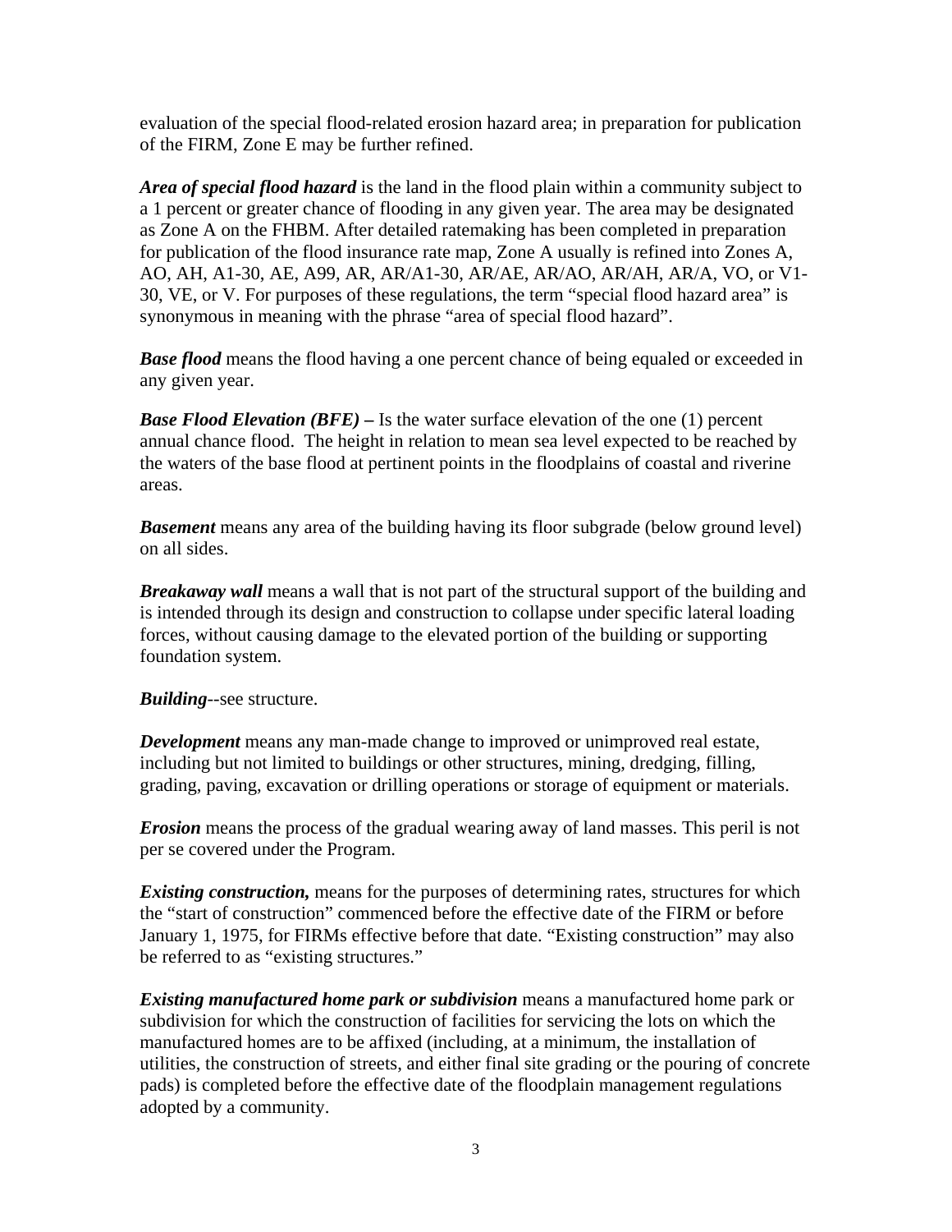evaluation of the special flood-related erosion hazard area; in preparation for publication of the FIRM, Zone E may be further refined.

***Area of special flood hazard*** is the land in the flood plain within a community subject to a 1 percent or greater chance of flooding in any given year. The area may be designated as Zone A on the FHBM. After detailed ratemaking has been completed in preparation for publication of the flood insurance rate map, Zone A usually is refined into Zones A, AO, AH, A1-30, AE, A99, AR, AR/A1-30, AR/AE, AR/AO, AR/AH, AR/A, VO, or V1-30, VE, or V. For purposes of these regulations, the term "special flood hazard area" is synonymous in meaning with the phrase "area of special flood hazard".

***Base flood*** means the flood having a one percent chance of being equaled or exceeded in any given year.

***Base Flood Elevation (BFE) –*** Is the water surface elevation of the one (1) percent annual chance flood. The height in relation to mean sea level expected to be reached by the waters of the base flood at pertinent points in the floodplains of coastal and riverine areas.

***Basement*** means any area of the building having its floor subgrade (below ground level) on all sides.

***Breakaway wall*** means a wall that is not part of the structural support of the building and is intended through its design and construction to collapse under specific lateral loading forces, without causing damage to the elevated portion of the building or supporting foundation system.

***Building***--see structure.

***Development*** means any man-made change to improved or unimproved real estate, including but not limited to buildings or other structures, mining, dredging, filling, grading, paving, excavation or drilling operations or storage of equipment or materials.

***Erosion*** means the process of the gradual wearing away of land masses. This peril is not per se covered under the Program.

***Existing construction,*** means for the purposes of determining rates, structures for which the "start of construction" commenced before the effective date of the FIRM or before January 1, 1975, for FIRMs effective before that date. "Existing construction" may also be referred to as "existing structures."

***Existing manufactured home park or subdivision*** means a manufactured home park or subdivision for which the construction of facilities for servicing the lots on which the manufactured homes are to be affixed (including, at a minimum, the installation of utilities, the construction of streets, and either final site grading or the pouring of concrete pads) is completed before the effective date of the floodplain management regulations adopted by a community.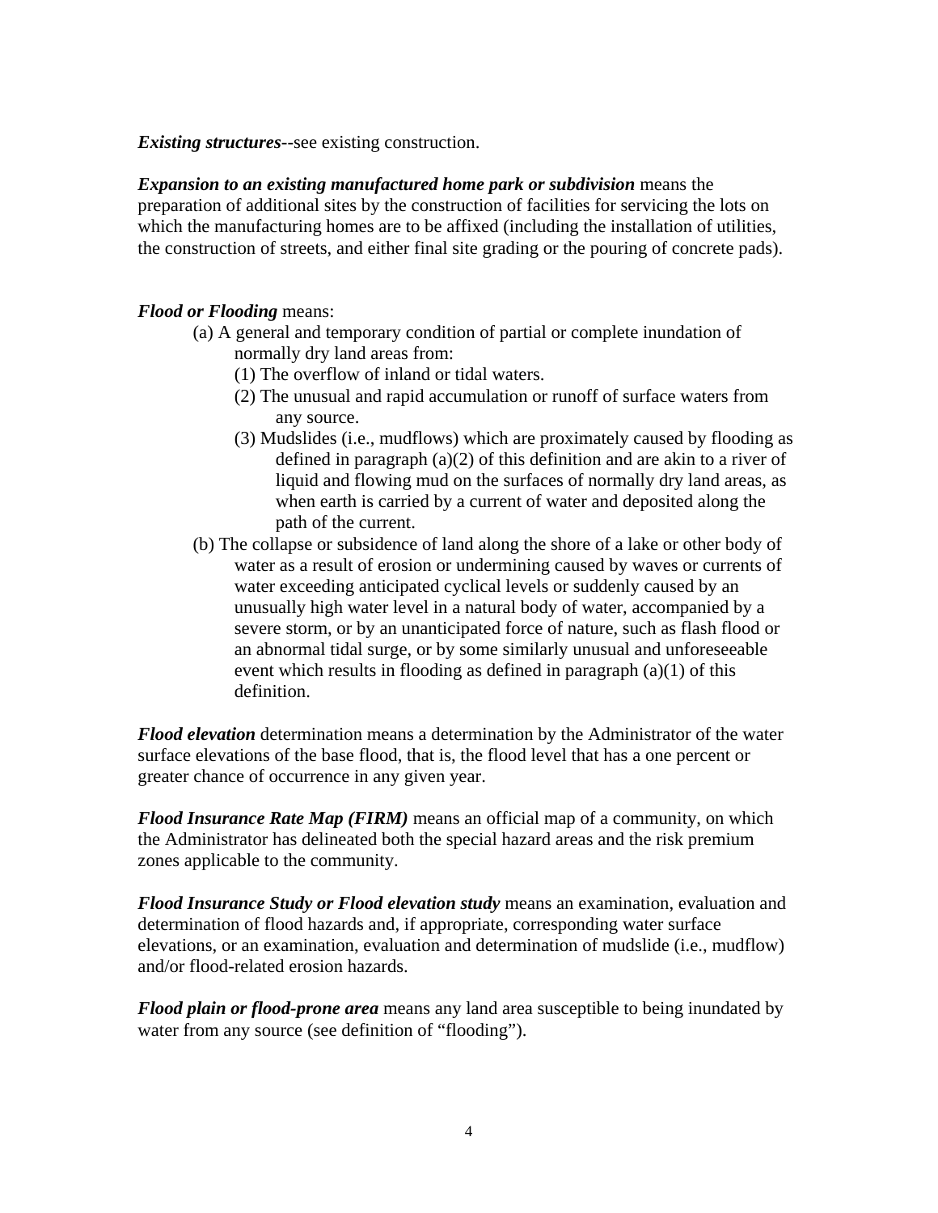***Existing structures***--see existing construction.

***Expansion to an existing manufactured home park or subdivision*** means the preparation of additional sites by the construction of facilities for servicing the lots on which the manufacturing homes are to be affixed (including the installation of utilities, the construction of streets, and either final site grading or the pouring of concrete pads).

***Flood or Flooding*** means:

(a) A general and temporary condition of partial or complete inundation of normally dry land areas from:

(1) The overflow of inland or tidal waters.

(2) The unusual and rapid accumulation or runoff of surface waters from any source.

(3) Mudslides (i.e., mudflows) which are proximately caused by flooding as defined in paragraph (a)(2) of this definition and are akin to a river of liquid and flowing mud on the surfaces of normally dry land areas, as when earth is carried by a current of water and deposited along the path of the current.

(b) The collapse or subsidence of land along the shore of a lake or other body of water as a result of erosion or undermining caused by waves or currents of water exceeding anticipated cyclical levels or suddenly caused by an unusually high water level in a natural body of water, accompanied by a severe storm, or by an unanticipated force of nature, such as flash flood or an abnormal tidal surge, or by some similarly unusual and unforeseeable event which results in flooding as defined in paragraph (a)(1) of this definition.

***Flood elevation*** determination means a determination by the Administrator of the water surface elevations of the base flood, that is, the flood level that has a one percent or greater chance of occurrence in any given year.

***Flood Insurance Rate Map (FIRM)*** means an official map of a community, on which the Administrator has delineated both the special hazard areas and the risk premium zones applicable to the community.

***Flood Insurance Study or Flood elevation study*** means an examination, evaluation and determination of flood hazards and, if appropriate, corresponding water surface elevations, or an examination, evaluation and determination of mudslide (i.e., mudflow) and/or flood-related erosion hazards.

***Flood plain or flood-prone area*** means any land area susceptible to being inundated by water from any source (see definition of "flooding").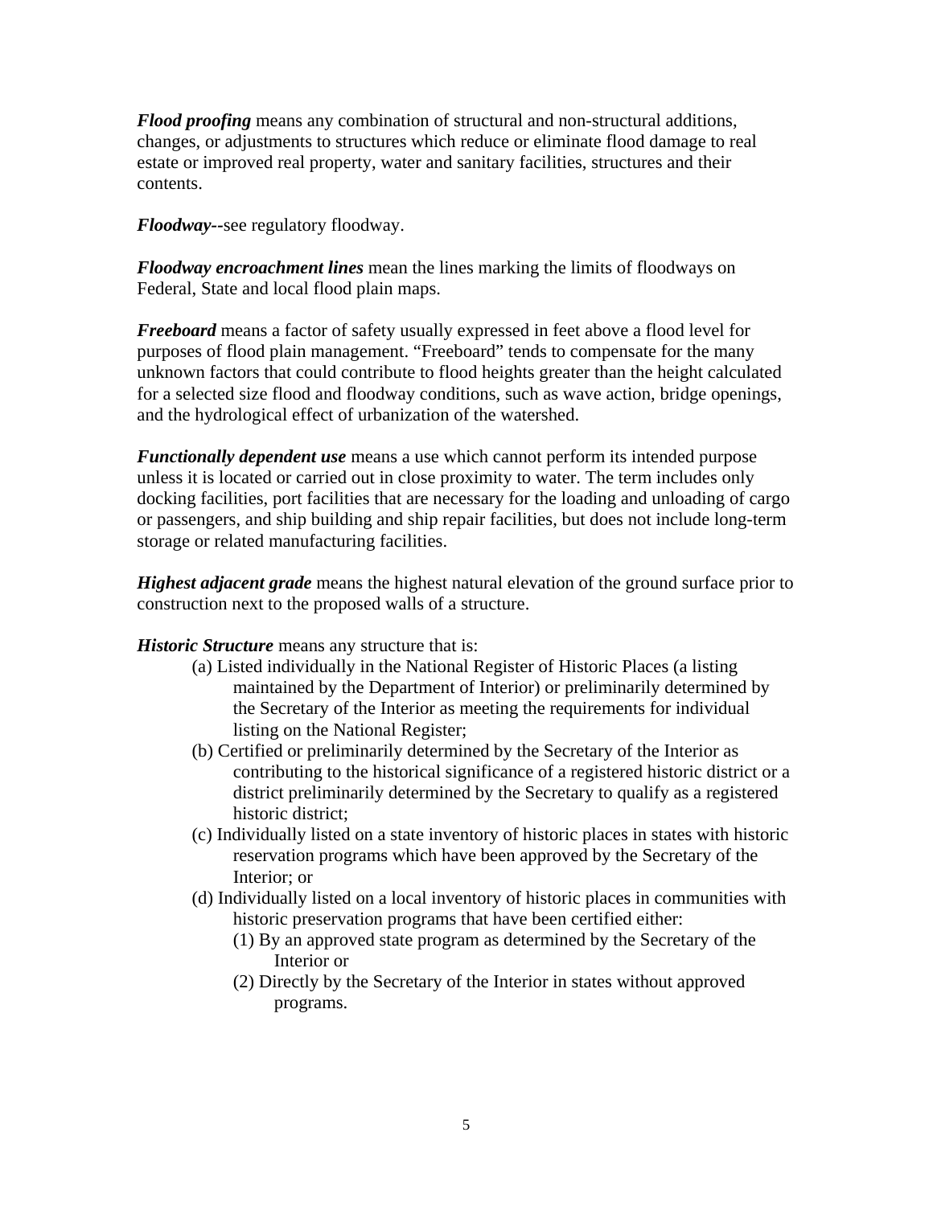***Flood proofing*** means any combination of structural and non-structural additions, changes, or adjustments to structures which reduce or eliminate flood damage to real estate or improved real property, water and sanitary facilities, structures and their contents.

***Floodway--***see regulatory floodway.

***Floodway encroachment lines*** mean the lines marking the limits of floodways on Federal, State and local flood plain maps.

***Freeboard*** means a factor of safety usually expressed in feet above a flood level for purposes of flood plain management. "Freeboard" tends to compensate for the many unknown factors that could contribute to flood heights greater than the height calculated for a selected size flood and floodway conditions, such as wave action, bridge openings, and the hydrological effect of urbanization of the watershed.

***Functionally dependent use*** means a use which cannot perform its intended purpose unless it is located or carried out in close proximity to water. The term includes only docking facilities, port facilities that are necessary for the loading and unloading of cargo or passengers, and ship building and ship repair facilities, but does not include long-term storage or related manufacturing facilities.

***Highest adjacent grade*** means the highest natural elevation of the ground surface prior to construction next to the proposed walls of a structure.

***Historic Structure*** means any structure that is:

(a) Listed individually in the National Register of Historic Places (a listing maintained by the Department of Interior) or preliminarily determined by the Secretary of the Interior as meeting the requirements for individual listing on the National Register;

(b) Certified or preliminarily determined by the Secretary of the Interior as contributing to the historical significance of a registered historic district or a district preliminarily determined by the Secretary to qualify as a registered historic district;

(c) Individually listed on a state inventory of historic places in states with historic reservation programs which have been approved by the Secretary of the Interior; or

(d) Individually listed on a local inventory of historic places in communities with historic preservation programs that have been certified either:

  (1) By an approved state program as determined by the Secretary of the Interior or

  (2) Directly by the Secretary of the Interior in states without approved programs.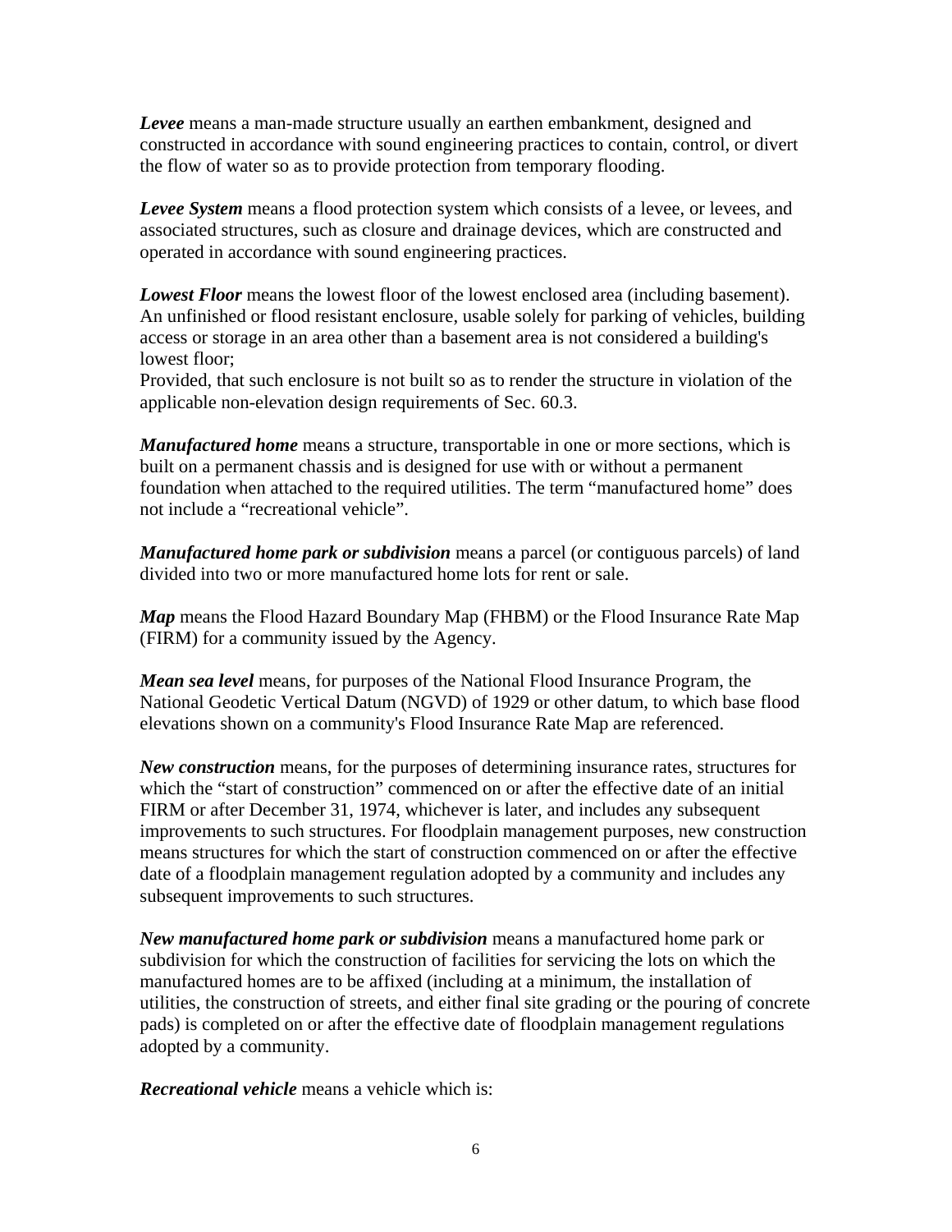***Levee*** means a man-made structure usually an earthen embankment, designed and constructed in accordance with sound engineering practices to contain, control, or divert the flow of water so as to provide protection from temporary flooding.

***Levee System*** means a flood protection system which consists of a levee, or levees, and associated structures, such as closure and drainage devices, which are constructed and operated in accordance with sound engineering practices.

***Lowest Floor*** means the lowest floor of the lowest enclosed area (including basement). An unfinished or flood resistant enclosure, usable solely for parking of vehicles, building access or storage in an area other than a basement area is not considered a building's lowest floor;
Provided, that such enclosure is not built so as to render the structure in violation of the applicable non-elevation design requirements of Sec. 60.3.

***Manufactured home*** means a structure, transportable in one or more sections, which is built on a permanent chassis and is designed for use with or without a permanent foundation when attached to the required utilities. The term "manufactured home" does not include a "recreational vehicle".

***Manufactured home park or subdivision*** means a parcel (or contiguous parcels) of land divided into two or more manufactured home lots for rent or sale.

***Map*** means the Flood Hazard Boundary Map (FHBM) or the Flood Insurance Rate Map (FIRM) for a community issued by the Agency.

***Mean sea level*** means, for purposes of the National Flood Insurance Program, the National Geodetic Vertical Datum (NGVD) of 1929 or other datum, to which base flood elevations shown on a community's Flood Insurance Rate Map are referenced.

***New construction*** means, for the purposes of determining insurance rates, structures for which the "start of construction" commenced on or after the effective date of an initial FIRM or after December 31, 1974, whichever is later, and includes any subsequent improvements to such structures. For floodplain management purposes, new construction means structures for which the start of construction commenced on or after the effective date of a floodplain management regulation adopted by a community and includes any subsequent improvements to such structures.

***New manufactured home park or subdivision*** means a manufactured home park or subdivision for which the construction of facilities for servicing the lots on which the manufactured homes are to be affixed (including at a minimum, the installation of utilities, the construction of streets, and either final site grading or the pouring of concrete pads) is completed on or after the effective date of floodplain management regulations adopted by a community.

***Recreational vehicle*** means a vehicle which is: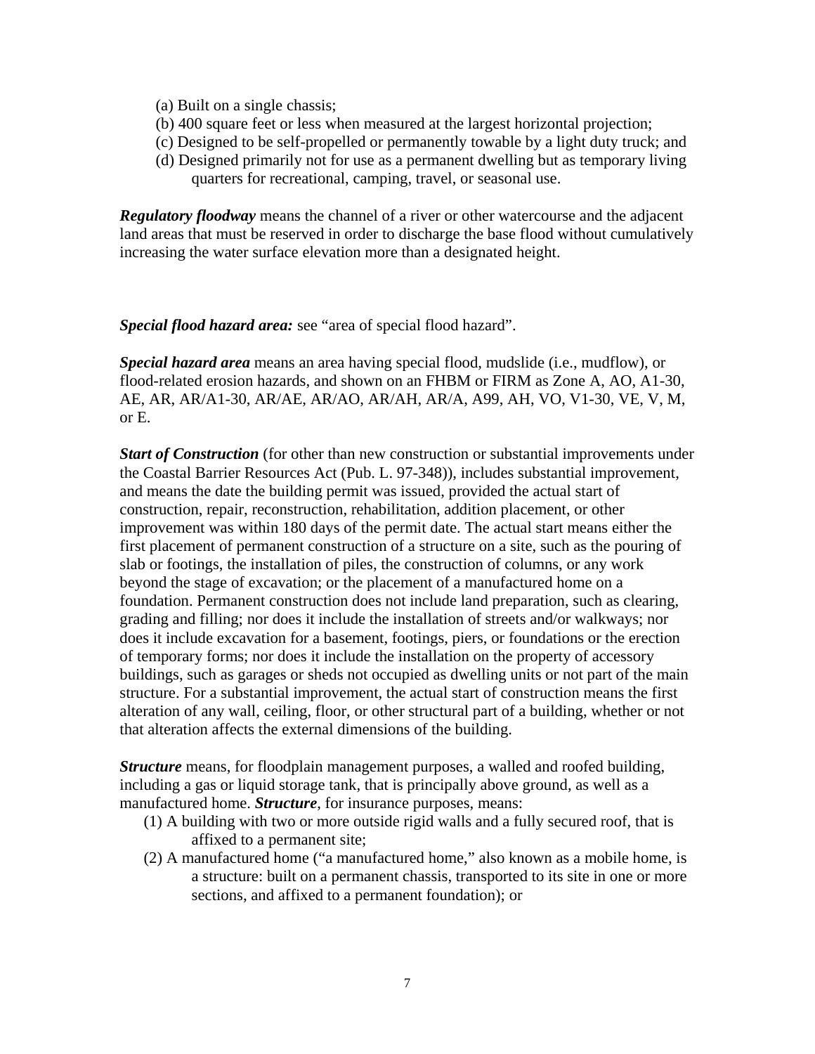(a) Built on a single chassis;
(b) 400 square feet or less when measured at the largest horizontal projection;
(c) Designed to be self-propelled or permanently towable by a light duty truck; and
(d) Designed primarily not for use as a permanent dwelling but as temporary living quarters for recreational, camping, travel, or seasonal use.

***Regulatory floodway*** means the channel of a river or other watercourse and the adjacent land areas that must be reserved in order to discharge the base flood without cumulatively increasing the water surface elevation more than a designated height.

***Special flood hazard area:*** see "area of special flood hazard".

***Special hazard area*** means an area having special flood, mudslide (i.e., mudflow), or flood-related erosion hazards, and shown on an FHBM or FIRM as Zone A, AO, A1-30, AE, AR, AR/A1-30, AR/AE, AR/AO, AR/AH, AR/A, A99, AH, VO, V1-30, VE, V, M, or E.

***Start of Construction*** (for other than new construction or substantial improvements under the Coastal Barrier Resources Act (Pub. L. 97-348)), includes substantial improvement, and means the date the building permit was issued, provided the actual start of construction, repair, reconstruction, rehabilitation, addition placement, or other improvement was within 180 days of the permit date. The actual start means either the first placement of permanent construction of a structure on a site, such as the pouring of slab or footings, the installation of piles, the construction of columns, or any work beyond the stage of excavation; or the placement of a manufactured home on a foundation. Permanent construction does not include land preparation, such as clearing, grading and filling; nor does it include the installation of streets and/or walkways; nor does it include excavation for a basement, footings, piers, or foundations or the erection of temporary forms; nor does it include the installation on the property of accessory buildings, such as garages or sheds not occupied as dwelling units or not part of the main structure. For a substantial improvement, the actual start of construction means the first alteration of any wall, ceiling, floor, or other structural part of a building, whether or not that alteration affects the external dimensions of the building.

***Structure*** means, for floodplain management purposes, a walled and roofed building, including a gas or liquid storage tank, that is principally above ground, as well as a manufactured home. ***Structure***, for insurance purposes, means:

(1) A building with two or more outside rigid walls and a fully secured roof, that is affixed to a permanent site;
(2) A manufactured home ("a manufactured home," also known as a mobile home, is a structure: built on a permanent chassis, transported to its site in one or more sections, and affixed to a permanent foundation); or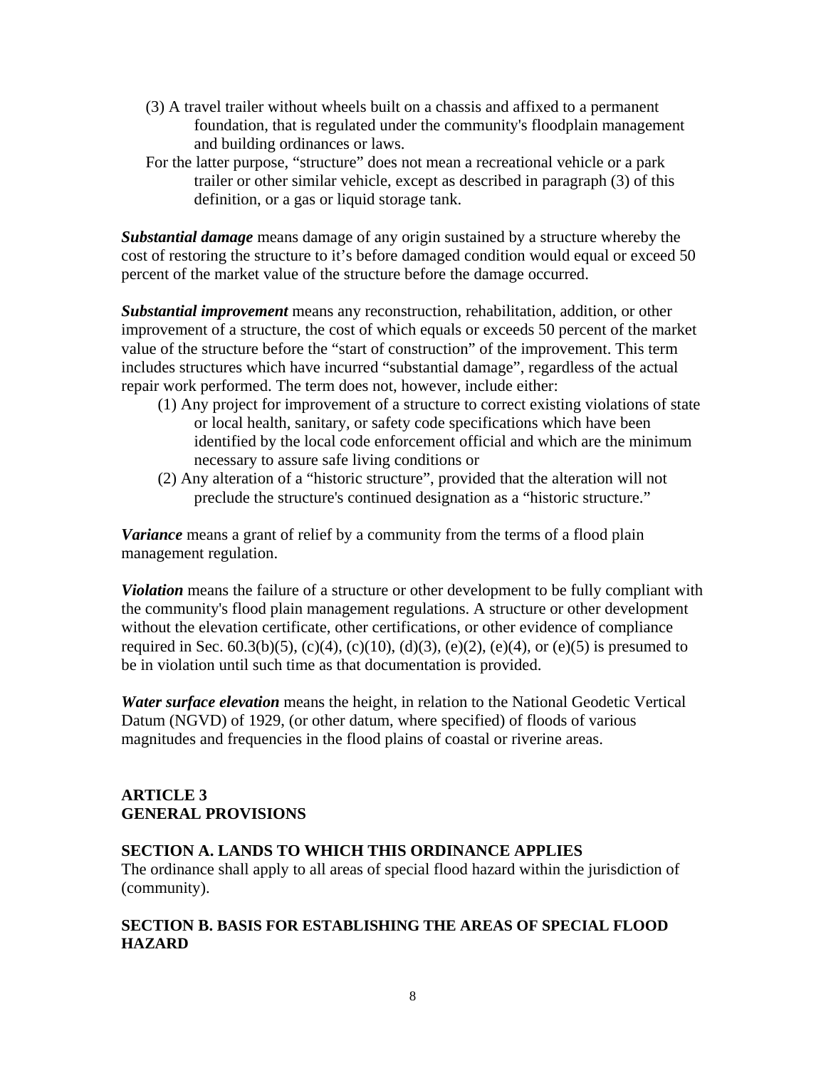(3) A travel trailer without wheels built on a chassis and affixed to a permanent foundation, that is regulated under the community's floodplain management and building ordinances or laws.

For the latter purpose, "structure" does not mean a recreational vehicle or a park trailer or other similar vehicle, except as described in paragraph (3) of this definition, or a gas or liquid storage tank.

***Substantial damage*** means damage of any origin sustained by a structure whereby the cost of restoring the structure to it's before damaged condition would equal or exceed 50 percent of the market value of the structure before the damage occurred.

***Substantial improvement*** means any reconstruction, rehabilitation, addition, or other improvement of a structure, the cost of which equals or exceeds 50 percent of the market value of the structure before the "start of construction" of the improvement. This term includes structures which have incurred "substantial damage", regardless of the actual repair work performed. The term does not, however, include either:

(1) Any project for improvement of a structure to correct existing violations of state or local health, sanitary, or safety code specifications which have been identified by the local code enforcement official and which are the minimum necessary to assure safe living conditions or

(2) Any alteration of a "historic structure", provided that the alteration will not preclude the structure's continued designation as a "historic structure."

***Variance*** means a grant of relief by a community from the terms of a flood plain management regulation.

***Violation*** means the failure of a structure or other development to be fully compliant with the community's flood plain management regulations. A structure or other development without the elevation certificate, other certifications, or other evidence of compliance required in Sec. 60.3(b)(5), (c)(4), (c)(10), (d)(3), (e)(2), (e)(4), or (e)(5) is presumed to be in violation until such time as that documentation is provided.

***Water surface elevation*** means the height, in relation to the National Geodetic Vertical Datum (NGVD) of 1929, (or other datum, where specified) of floods of various magnitudes and frequencies in the flood plains of coastal or riverine areas.

## ARTICLE 3
## GENERAL PROVISIONS

### SECTION A. LANDS TO WHICH THIS ORDINANCE APPLIES

The ordinance shall apply to all areas of special flood hazard within the jurisdiction of (community).

### SECTION B. BASIS FOR ESTABLISHING THE AREAS OF SPECIAL FLOOD HAZARD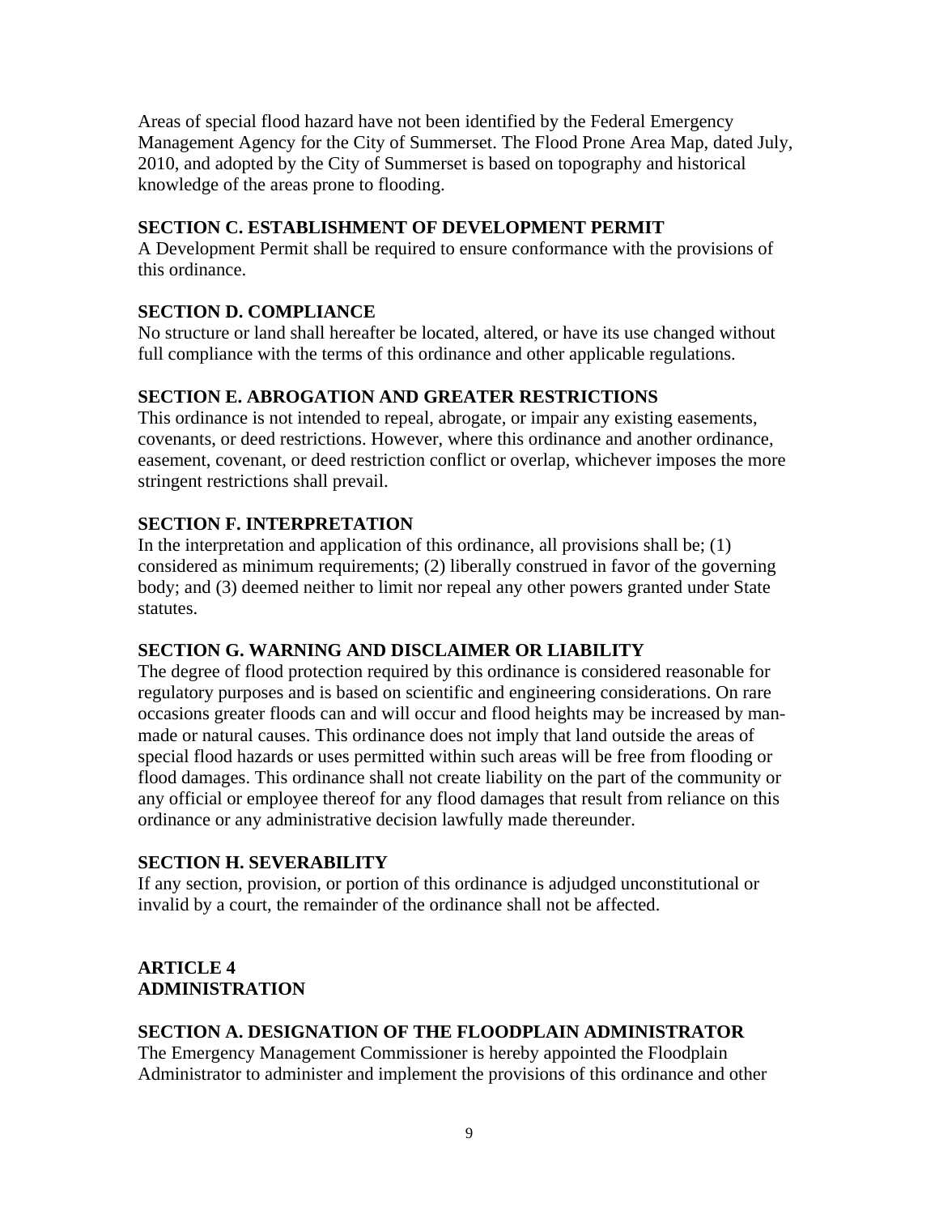Areas of special flood hazard have not been identified by the Federal Emergency Management Agency for the City of Summerset. The Flood Prone Area Map, dated July, 2010, and adopted by the City of Summerset is based on topography and historical knowledge of the areas prone to flooding.

### SECTION C. ESTABLISHMENT OF DEVELOPMENT PERMIT

A Development Permit shall be required to ensure conformance with the provisions of this ordinance.

### SECTION D. COMPLIANCE

No structure or land shall hereafter be located, altered, or have its use changed without full compliance with the terms of this ordinance and other applicable regulations.

### SECTION E. ABROGATION AND GREATER RESTRICTIONS

This ordinance is not intended to repeal, abrogate, or impair any existing easements, covenants, or deed restrictions. However, where this ordinance and another ordinance, easement, covenant, or deed restriction conflict or overlap, whichever imposes the more stringent restrictions shall prevail.

### SECTION F. INTERPRETATION

In the interpretation and application of this ordinance, all provisions shall be; (1) considered as minimum requirements; (2) liberally construed in favor of the governing body; and (3) deemed neither to limit nor repeal any other powers granted under State statutes.

### SECTION G. WARNING AND DISCLAIMER OR LIABILITY

The degree of flood protection required by this ordinance is considered reasonable for regulatory purposes and is based on scientific and engineering considerations. On rare occasions greater floods can and will occur and flood heights may be increased by man-made or natural causes. This ordinance does not imply that land outside the areas of special flood hazards or uses permitted within such areas will be free from flooding or flood damages. This ordinance shall not create liability on the part of the community or any official or employee thereof for any flood damages that result from reliance on this ordinance or any administrative decision lawfully made thereunder.

### SECTION H. SEVERABILITY

If any section, provision, or portion of this ordinance is adjudged unconstitutional or invalid by a court, the remainder of the ordinance shall not be affected.

## ARTICLE 4
## ADMINISTRATION

### SECTION A. DESIGNATION OF THE FLOODPLAIN ADMINISTRATOR

The Emergency Management Commissioner is hereby appointed the Floodplain Administrator to administer and implement the provisions of this ordinance and other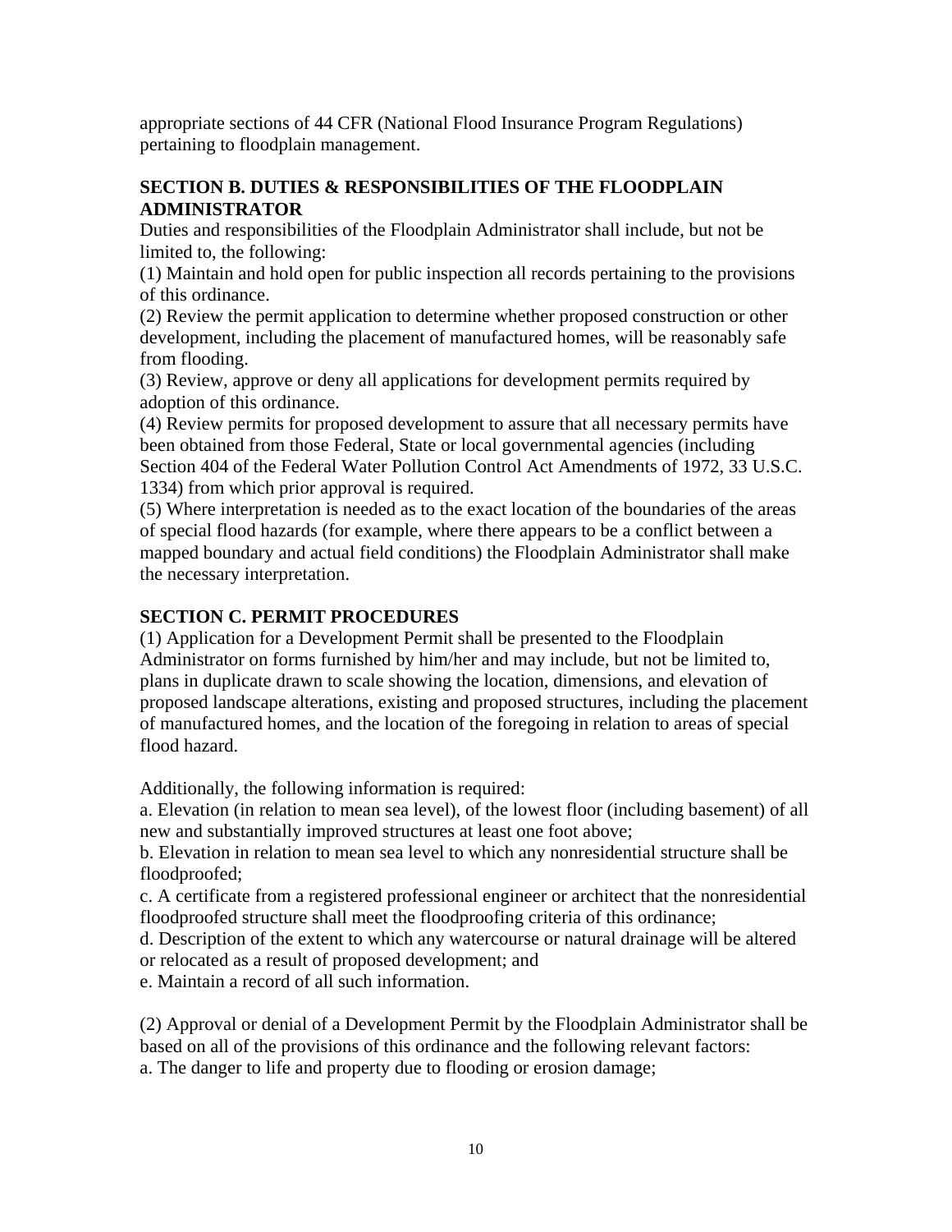appropriate sections of 44 CFR (National Flood Insurance Program Regulations) pertaining to floodplain management.

## SECTION B. DUTIES & RESPONSIBILITIES OF THE FLOODPLAIN ADMINISTRATOR

Duties and responsibilities of the Floodplain Administrator shall include, but not be limited to, the following:

(1) Maintain and hold open for public inspection all records pertaining to the provisions of this ordinance.

(2) Review the permit application to determine whether proposed construction or other development, including the placement of manufactured homes, will be reasonably safe from flooding.

(3) Review, approve or deny all applications for development permits required by adoption of this ordinance.

(4) Review permits for proposed development to assure that all necessary permits have been obtained from those Federal, State or local governmental agencies (including Section 404 of the Federal Water Pollution Control Act Amendments of 1972, 33 U.S.C. 1334) from which prior approval is required.

(5) Where interpretation is needed as to the exact location of the boundaries of the areas of special flood hazards (for example, where there appears to be a conflict between a mapped boundary and actual field conditions) the Floodplain Administrator shall make the necessary interpretation.

## SECTION C. PERMIT PROCEDURES

(1) Application for a Development Permit shall be presented to the Floodplain Administrator on forms furnished by him/her and may include, but not be limited to, plans in duplicate drawn to scale showing the location, dimensions, and elevation of proposed landscape alterations, existing and proposed structures, including the placement of manufactured homes, and the location of the foregoing in relation to areas of special flood hazard.

Additionally, the following information is required:

a. Elevation (in relation to mean sea level), of the lowest floor (including basement) of all new and substantially improved structures at least one foot above;

b. Elevation in relation to mean sea level to which any nonresidential structure shall be floodproofed;

c. A certificate from a registered professional engineer or architect that the nonresidential floodproofed structure shall meet the floodproofing criteria of this ordinance;

d. Description of the extent to which any watercourse or natural drainage will be altered or relocated as a result of proposed development; and

e. Maintain a record of all such information.

(2) Approval or denial of a Development Permit by the Floodplain Administrator shall be based on all of the provisions of this ordinance and the following relevant factors:

a. The danger to life and property due to flooding or erosion damage;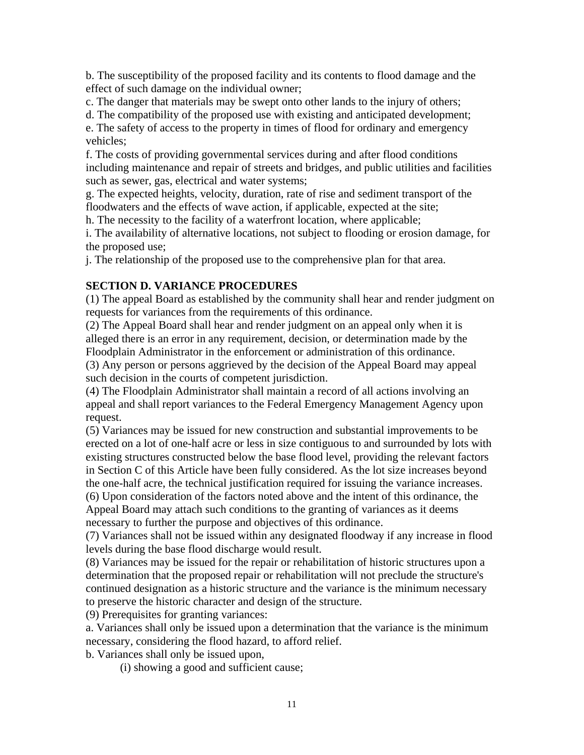b. The susceptibility of the proposed facility and its contents to flood damage and the effect of such damage on the individual owner;

c. The danger that materials may be swept onto other lands to the injury of others;

d. The compatibility of the proposed use with existing and anticipated development;

e. The safety of access to the property in times of flood for ordinary and emergency vehicles;

f. The costs of providing governmental services during and after flood conditions including maintenance and repair of streets and bridges, and public utilities and facilities such as sewer, gas, electrical and water systems;

g. The expected heights, velocity, duration, rate of rise and sediment transport of the floodwaters and the effects of wave action, if applicable, expected at the site;

h. The necessity to the facility of a waterfront location, where applicable;

i. The availability of alternative locations, not subject to flooding or erosion damage, for the proposed use;

j. The relationship of the proposed use to the comprehensive plan for that area.

**SECTION D. VARIANCE PROCEDURES**

(1) The appeal Board as established by the community shall hear and render judgment on requests for variances from the requirements of this ordinance.

(2) The Appeal Board shall hear and render judgment on an appeal only when it is alleged there is an error in any requirement, decision, or determination made by the Floodplain Administrator in the enforcement or administration of this ordinance.

(3) Any person or persons aggrieved by the decision of the Appeal Board may appeal such decision in the courts of competent jurisdiction.

(4) The Floodplain Administrator shall maintain a record of all actions involving an appeal and shall report variances to the Federal Emergency Management Agency upon request.

(5) Variances may be issued for new construction and substantial improvements to be erected on a lot of one-half acre or less in size contiguous to and surrounded by lots with existing structures constructed below the base flood level, providing the relevant factors in Section C of this Article have been fully considered. As the lot size increases beyond the one-half acre, the technical justification required for issuing the variance increases.

(6) Upon consideration of the factors noted above and the intent of this ordinance, the Appeal Board may attach such conditions to the granting of variances as it deems necessary to further the purpose and objectives of this ordinance.

(7) Variances shall not be issued within any designated floodway if any increase in flood levels during the base flood discharge would result.

(8) Variances may be issued for the repair or rehabilitation of historic structures upon a determination that the proposed repair or rehabilitation will not preclude the structure's continued designation as a historic structure and the variance is the minimum necessary to preserve the historic character and design of the structure.

(9) Prerequisites for granting variances:

a. Variances shall only be issued upon a determination that the variance is the minimum necessary, considering the flood hazard, to afford relief.

b. Variances shall only be issued upon,

(i) showing a good and sufficient cause;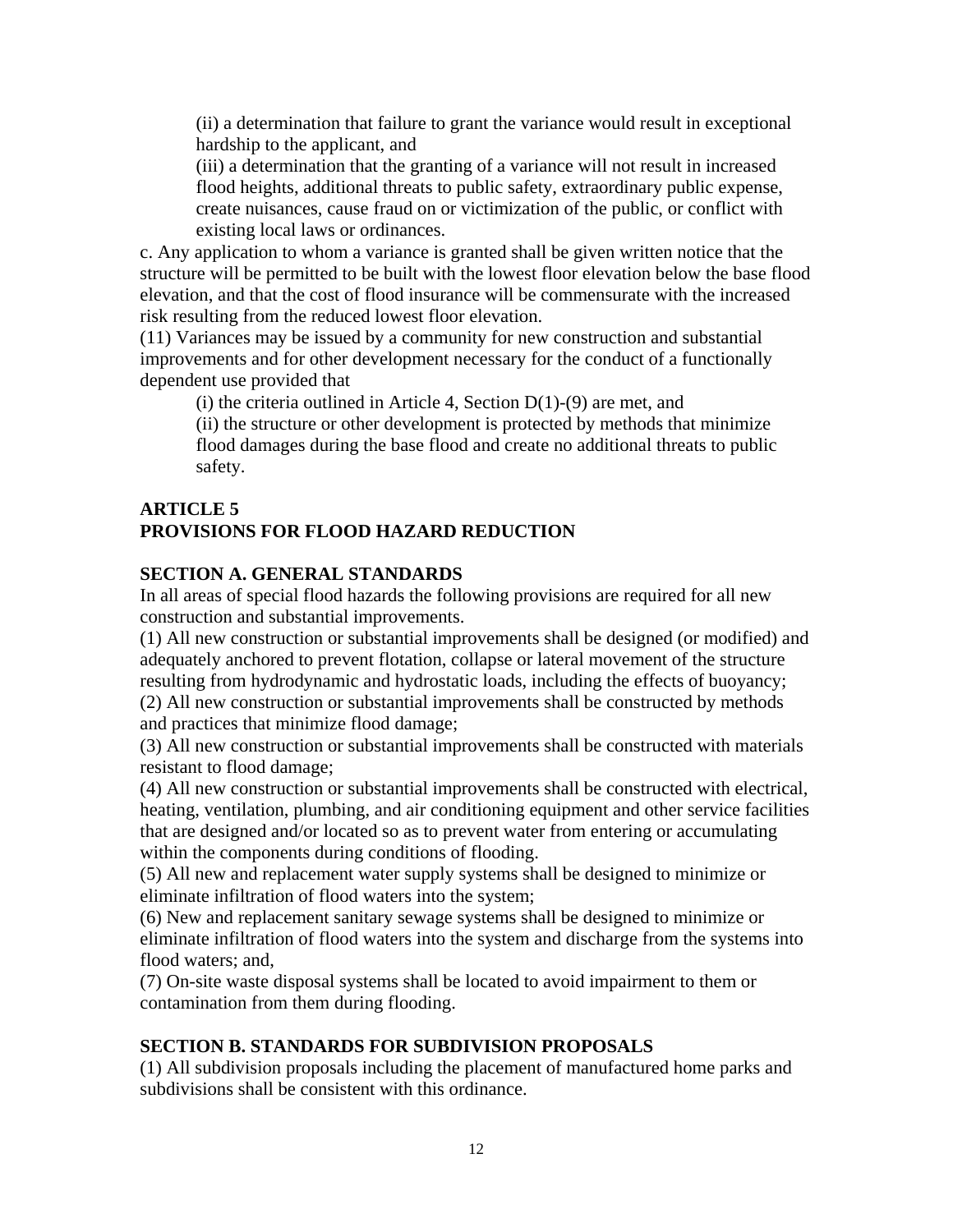(ii) a determination that failure to grant the variance would result in exceptional hardship to the applicant, and

(iii) a determination that the granting of a variance will not result in increased flood heights, additional threats to public safety, extraordinary public expense, create nuisances, cause fraud on or victimization of the public, or conflict with existing local laws or ordinances.

c. Any application to whom a variance is granted shall be given written notice that the structure will be permitted to be built with the lowest floor elevation below the base flood elevation, and that the cost of flood insurance will be commensurate with the increased risk resulting from the reduced lowest floor elevation.

(11) Variances may be issued by a community for new construction and substantial improvements and for other development necessary for the conduct of a functionally dependent use provided that

(i) the criteria outlined in Article 4, Section D(1)-(9) are met, and

(ii) the structure or other development is protected by methods that minimize flood damages during the base flood and create no additional threats to public safety.

## ARTICLE 5
## PROVISIONS FOR FLOOD HAZARD REDUCTION

### SECTION A. GENERAL STANDARDS

In all areas of special flood hazards the following provisions are required for all new construction and substantial improvements.

(1) All new construction or substantial improvements shall be designed (or modified) and adequately anchored to prevent flotation, collapse or lateral movement of the structure resulting from hydrodynamic and hydrostatic loads, including the effects of buoyancy;

(2) All new construction or substantial improvements shall be constructed by methods and practices that minimize flood damage;

(3) All new construction or substantial improvements shall be constructed with materials resistant to flood damage;

(4) All new construction or substantial improvements shall be constructed with electrical, heating, ventilation, plumbing, and air conditioning equipment and other service facilities that are designed and/or located so as to prevent water from entering or accumulating within the components during conditions of flooding.

(5) All new and replacement water supply systems shall be designed to minimize or eliminate infiltration of flood waters into the system;

(6) New and replacement sanitary sewage systems shall be designed to minimize or eliminate infiltration of flood waters into the system and discharge from the systems into flood waters; and,

(7) On-site waste disposal systems shall be located to avoid impairment to them or contamination from them during flooding.

### SECTION B. STANDARDS FOR SUBDIVISION PROPOSALS

(1) All subdivision proposals including the placement of manufactured home parks and subdivisions shall be consistent with this ordinance.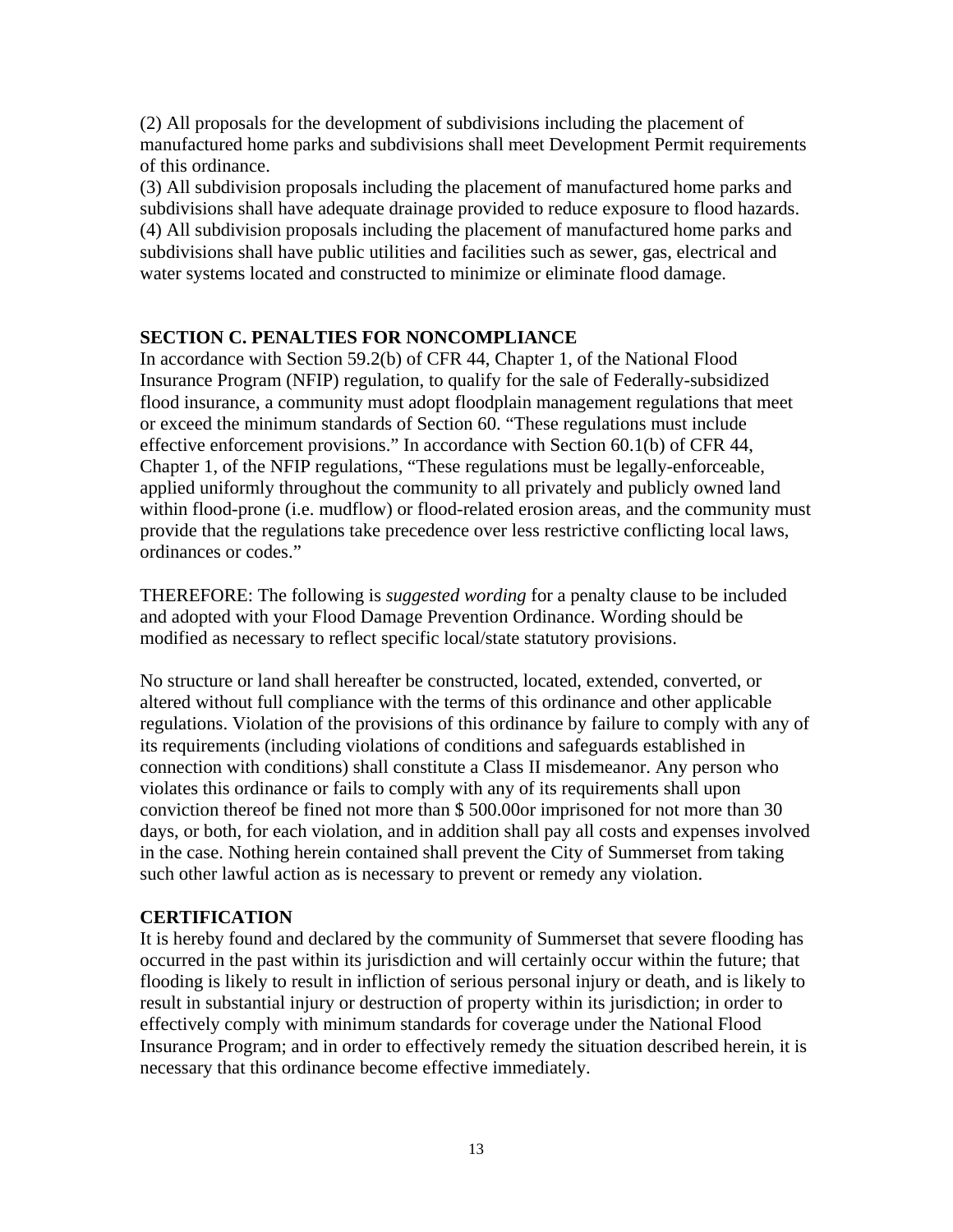(2) All proposals for the development of subdivisions including the placement of manufactured home parks and subdivisions shall meet Development Permit requirements of this ordinance.
(3) All subdivision proposals including the placement of manufactured home parks and subdivisions shall have adequate drainage provided to reduce exposure to flood hazards.
(4) All subdivision proposals including the placement of manufactured home parks and subdivisions shall have public utilities and facilities such as sewer, gas, electrical and water systems located and constructed to minimize or eliminate flood damage.

**SECTION C. PENALTIES FOR NONCOMPLIANCE**

In accordance with Section 59.2(b) of CFR 44, Chapter 1, of the National Flood Insurance Program (NFIP) regulation, to qualify for the sale of Federally-subsidized flood insurance, a community must adopt floodplain management regulations that meet or exceed the minimum standards of Section 60. "These regulations must include effective enforcement provisions." In accordance with Section 60.1(b) of CFR 44, Chapter 1, of the NFIP regulations, "These regulations must be legally-enforceable, applied uniformly throughout the community to all privately and publicly owned land within flood-prone (i.e. mudflow) or flood-related erosion areas, and the community must provide that the regulations take precedence over less restrictive conflicting local laws, ordinances or codes."

THEREFORE: The following is *suggested wording* for a penalty clause to be included and adopted with your Flood Damage Prevention Ordinance. Wording should be modified as necessary to reflect specific local/state statutory provisions.

No structure or land shall hereafter be constructed, located, extended, converted, or altered without full compliance with the terms of this ordinance and other applicable regulations. Violation of the provisions of this ordinance by failure to comply with any of its requirements (including violations of conditions and safeguards established in connection with conditions) shall constitute a Class II misdemeanor. Any person who violates this ordinance or fails to comply with any of its requirements shall upon conviction thereof be fined not more than $ 500.00or imprisoned for not more than 30 days, or both, for each violation, and in addition shall pay all costs and expenses involved in the case. Nothing herein contained shall prevent the City of Summerset from taking such other lawful action as is necessary to prevent or remedy any violation.

**CERTIFICATION**

It is hereby found and declared by the community of Summerset that severe flooding has occurred in the past within its jurisdiction and will certainly occur within the future; that flooding is likely to result in infliction of serious personal injury or death, and is likely to result in substantial injury or destruction of property within its jurisdiction; in order to effectively comply with minimum standards for coverage under the National Flood Insurance Program; and in order to effectively remedy the situation described herein, it is necessary that this ordinance become effective immediately.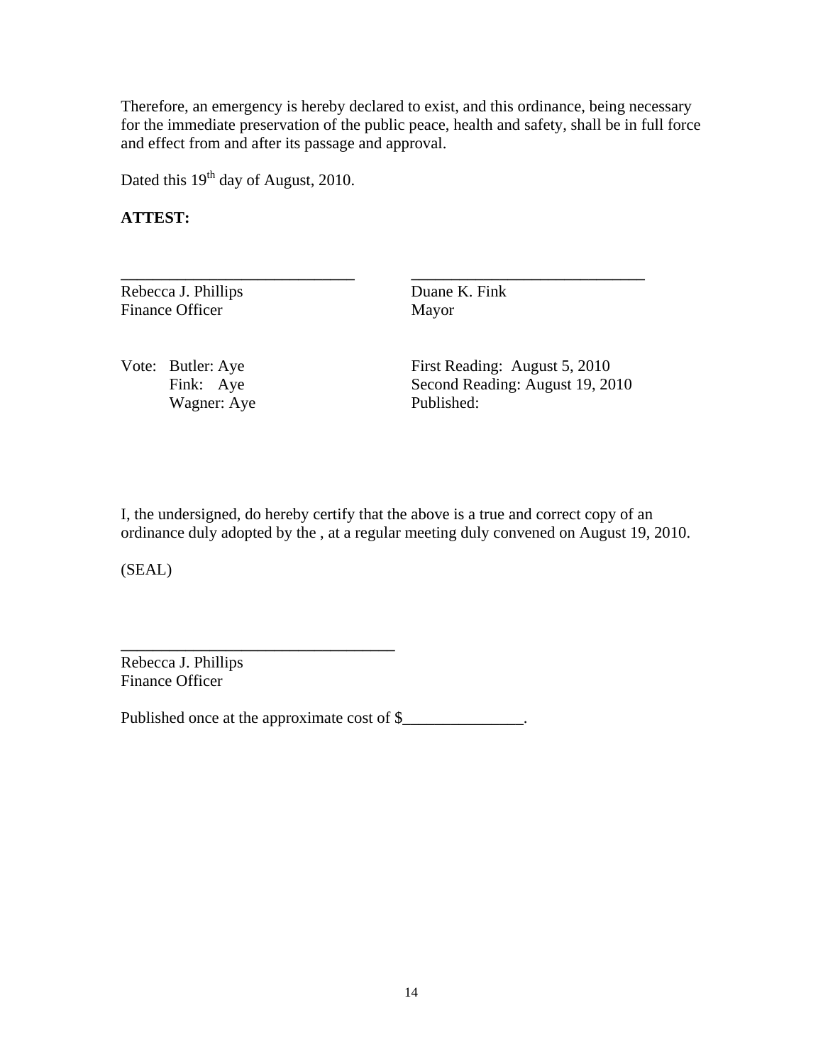Therefore, an emergency is hereby declared to exist, and this ordinance, being necessary for the immediate preservation of the public peace, health and safety, shall be in full force and effect from and after its passage and approval.

Dated this 19th day of August, 2010.

**ATTEST:**

| | |
|---|---|
| _____________________________ | _____________________________ |
| Rebecca J. Phillips | Duane K. Fink |
| Finance Officer | Mayor |

| | |
|---|---|
| Vote: Butler: Aye | First Reading: August 5, 2010 |
| Fink: Aye | Second Reading: August 19, 2010 |
| Wagner: Aye | Published: |

I, the undersigned, do hereby certify that the above is a true and correct copy of an ordinance duly adopted by the , at a regular meeting duly convened on August 19, 2010.

(SEAL)

___________________________________

Rebecca J. Phillips
Finance Officer

Published once at the approximate cost of $_______________.